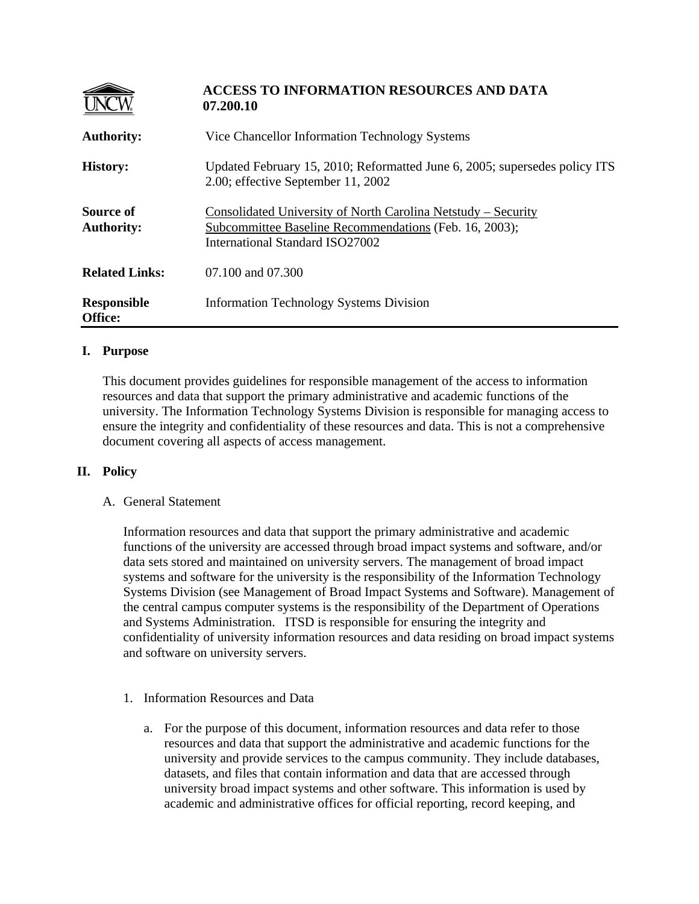# ACCESS TO INFORMATION RESOURCES AND DATA 07.200.10

| | |
|---|---|
| **Authority:** | Vice Chancellor Information Technology Systems |
| **History:** | Updated February 15, 2010; Reformatted June 6, 2005; supersedes policy ITS 2.00; effective September 11, 2002 |
| **Source of Authority:** | Consolidated University of North Carolina Netstudy – Security Subcommittee Baseline Recommendations (Feb. 16, 2003); International Standard ISO27002 |
| **Related Links:** | 07.100 and 07.300 |
| **Responsible Office:** | Information Technology Systems Division |

## I. Purpose

This document provides guidelines for responsible management of the access to information resources and data that support the primary administrative and academic functions of the university. The Information Technology Systems Division is responsible for managing access to ensure the integrity and confidentiality of these resources and data. This is not a comprehensive document covering all aspects of access management.

## II. Policy

### A. General Statement

Information resources and data that support the primary administrative and academic functions of the university are accessed through broad impact systems and software, and/or data sets stored and maintained on university servers. The management of broad impact systems and software for the university is the responsibility of the Information Technology Systems Division (see Management of Broad Impact Systems and Software). Management of the central campus computer systems is the responsibility of the Department of Operations and Systems Administration. ITSD is responsible for ensuring the integrity and confidentiality of university information resources and data residing on broad impact systems and software on university servers.

1. Information Resources and Data

   a. For the purpose of this document, information resources and data refer to those resources and data that support the administrative and academic functions for the university and provide services to the campus community. They include databases, datasets, and files that contain information and data that are accessed through university broad impact systems and other software. This information is used by academic and administrative offices for official reporting, record keeping, and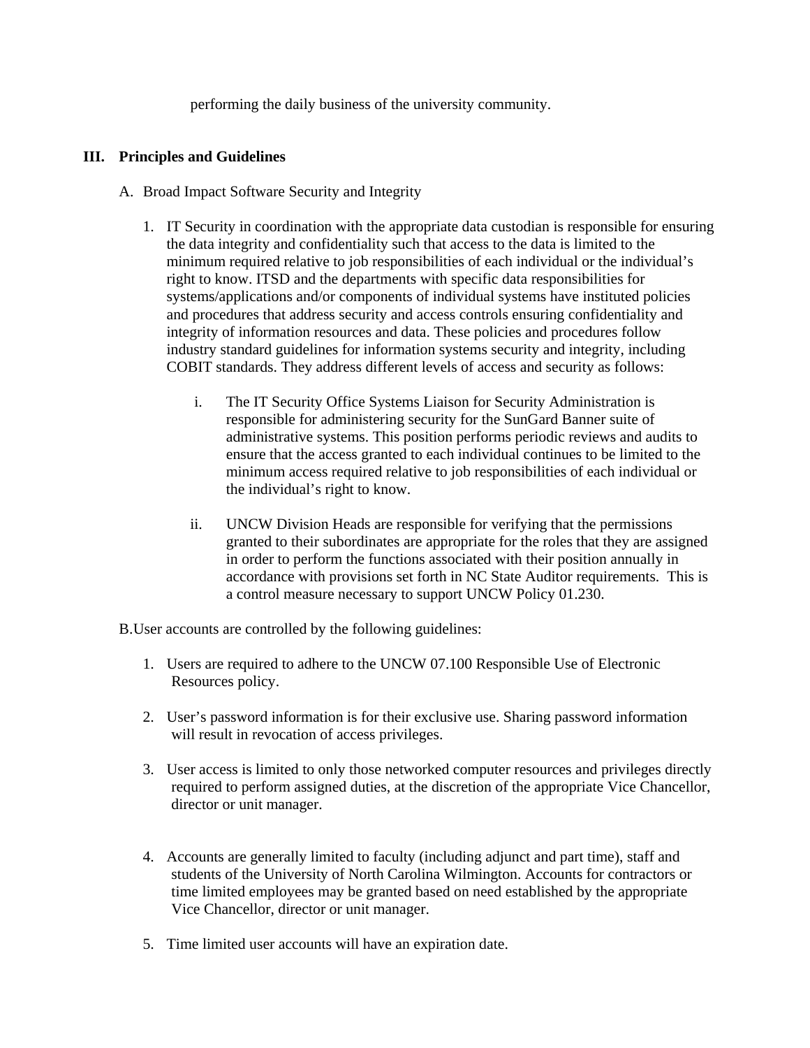performing the daily business of the university community.

## III. Principles and Guidelines

A. Broad Impact Software Security and Integrity

1. IT Security in coordination with the appropriate data custodian is responsible for ensuring the data integrity and confidentiality such that access to the data is limited to the minimum required relative to job responsibilities of each individual or the individual's right to know. ITSD and the departments with specific data responsibilities for systems/applications and/or components of individual systems have instituted policies and procedures that address security and access controls ensuring confidentiality and integrity of information resources and data. These policies and procedures follow industry standard guidelines for information systems security and integrity, including COBIT standards. They address different levels of access and security as follows:

   i. The IT Security Office Systems Liaison for Security Administration is responsible for administering security for the SunGard Banner suite of administrative systems. This position performs periodic reviews and audits to ensure that the access granted to each individual continues to be limited to the minimum access required relative to job responsibilities of each individual or the individual's right to know.

   ii. UNCW Division Heads are responsible for verifying that the permissions granted to their subordinates are appropriate for the roles that they are assigned in order to perform the functions associated with their position annually in accordance with provisions set forth in NC State Auditor requirements. This is a control measure necessary to support UNCW Policy 01.230.

B. User accounts are controlled by the following guidelines:

1. Users are required to adhere to the UNCW 07.100 Responsible Use of Electronic Resources policy.

2. User's password information is for their exclusive use. Sharing password information will result in revocation of access privileges.

3. User access is limited to only those networked computer resources and privileges directly required to perform assigned duties, at the discretion of the appropriate Vice Chancellor, director or unit manager.

4. Accounts are generally limited to faculty (including adjunct and part time), staff and students of the University of North Carolina Wilmington. Accounts for contractors or time limited employees may be granted based on need established by the appropriate Vice Chancellor, director or unit manager.

5. Time limited user accounts will have an expiration date.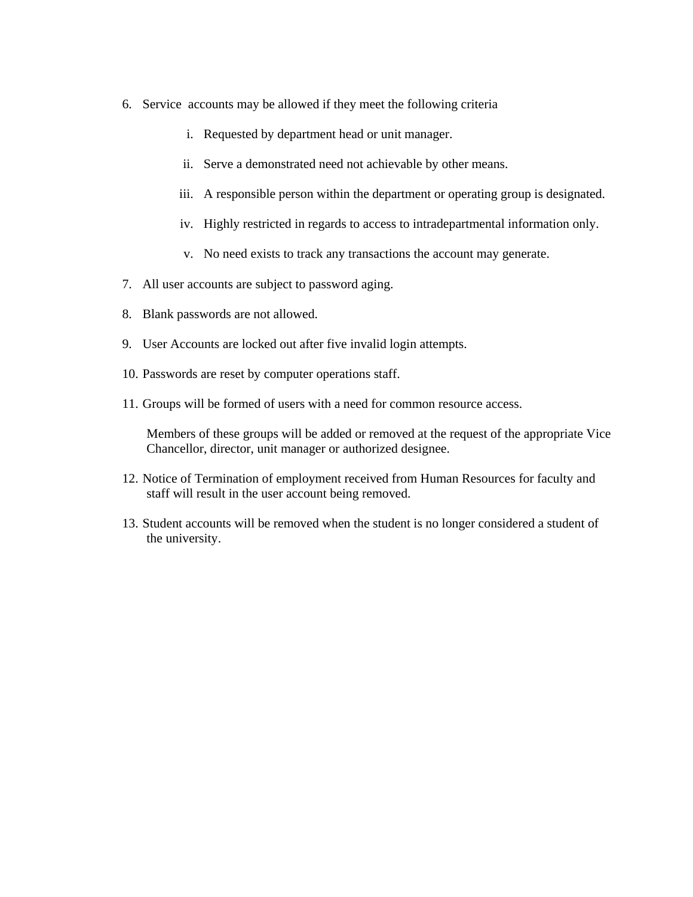6. Service accounts may be allowed if they meet the following criteria

    i. Requested by department head or unit manager.

    ii. Serve a demonstrated need not achievable by other means.

    iii. A responsible person within the department or operating group is designated.

    iv. Highly restricted in regards to access to intradepartmental information only.

    v. No need exists to track any transactions the account may generate.

7. All user accounts are subject to password aging.

8. Blank passwords are not allowed.

9. User Accounts are locked out after five invalid login attempts.

10. Passwords are reset by computer operations staff.

11. Groups will be formed of users with a need for common resource access.

    Members of these groups will be added or removed at the request of the appropriate Vice Chancellor, director, unit manager or authorized designee.

12. Notice of Termination of employment received from Human Resources for faculty and staff will result in the user account being removed.

13. Student accounts will be removed when the student is no longer considered a student of the university.